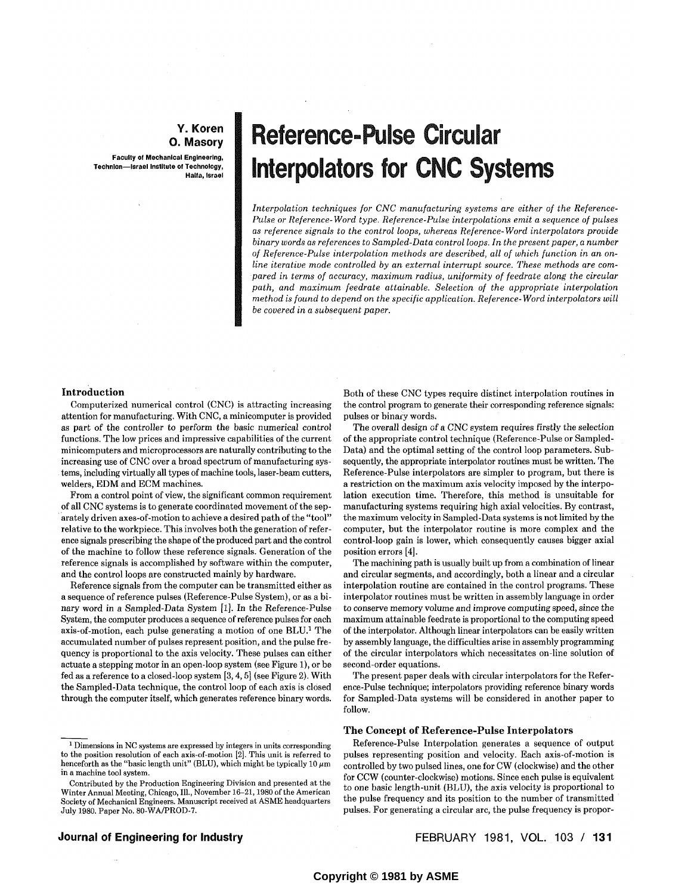Y. Koren
O. Masory

Faculty of Mechanical Engineering,
Technion—Israel Institute of Technology,
Haifa, Israel

# Reference-Pulse Circular Interpolators for CNC Systems

*Interpolation techniques for CNC manufacturing systems are either of the Reference-Pulse or Reference-Word type. Reference-Pulse interpolations emit a sequence of pulses as reference signals to the control loops, whereas Reference-Word interpolators provide binary words as references to Sampled-Data control loops. In the present paper, a number of Reference-Pulse interpolation methods are described, all of which function in an on-line iterative mode controlled by an external interrupt source. These methods are compared in terms of accuracy, maximum radius, uniformity of feedrate along the circular path, and maximum feedrate attainable. Selection of the appropriate interpolation method is found to depend on the specific application. Reference-Word interpolators will be covered in a subsequent paper.*

## Introduction

Computerized numerical control (CNC) is attracting increasing attention for manufacturing. With CNC, a minicomputer is provided as part of the controller to perform the basic numerical control functions. The low prices and impressive capabilities of the current minicomputers and microprocessors are naturally contributing to the increasing use of CNC over a broad spectrum of manufacturing systems, including virtually all types of machine tools, laser-beam cutters, welders, EDM and ECM machines.

From a control point of view, the significant common requirement of all CNC systems is to generate coordinated movement of the separately driven axes-of-motion to achieve a desired path of the "tool" relative to the workpiece. This involves both the generation of reference signals prescribing the shape of the produced part and the control of the machine to follow these reference signals. Generation of the reference signals is accomplished by software within the computer, and the control loops are constructed mainly by hardware.

Reference signals from the computer can be transmitted either as a sequence of reference pulses (Reference-Pulse System), or as a binary word in a Sampled-Data System [1]. In the Reference-Pulse System, the computer produces a sequence of reference pulses for each axis-of-motion, each pulse generating a motion of one BLU.[1] The accumulated number of pulses represent position, and the pulse frequency is proportional to the axis velocity. These pulses can either actuate a stepping motor in an open-loop system (see Figure 1), or be fed as a reference to a closed-loop system [3, 4, 5] (see Figure 2). With the Sampled-Data technique, the control loop of each axis is closed through the computer itself, which generates reference binary words. Both of these CNC types require distinct interpolation routines in the control program to generate their corresponding reference signals: pulses or binary words.

The overall design of a CNC system requires firstly the selection of the appropriate control technique (Reference-Pulse or Sampled-Data) and the optimal setting of the control loop parameters. Subsequently, the appropriate interpolator routines must be written. The Reference-Pulse interpolators are simpler to program, but there is a restriction on the maximum axis velocity imposed by the interpolation execution time. Therefore, this method is unsuitable for manufacturing systems requiring high axial velocities. By contrast, the maximum velocity in Sampled-Data systems is not limited by the computer, but the interpolator routine is more complex and the control-loop gain is lower, which consequently causes bigger axial position errors [4].

The machining path is usually built up from a combination of linear and circular segments, and accordingly, both a linear and a circular interpolation routine are contained in the control programs. These interpolator routines must be written in assembly language in order to conserve memory volume and improve computing speed, since the maximum attainable feedrate is proportional to the computing speed of the interpolator. Although linear interpolators can be easily written by assembly language, the difficulties arise in assembly programming of the circular interpolators which necessitates on-line solution of second-order equations.

The present paper deals with circular interpolators for the Reference-Pulse technique; interpolators providing reference binary words for Sampled-Data systems will be considered in another paper to follow.

## The Concept of Reference-Pulse Interpolators

Reference-Pulse Interpolation generates a sequence of output pulses representing position and velocity. Each axis-of-motion is controlled by two pulsed lines, one for CW (clockwise) and the other for CCW (counter-clockwise) motions. Since each pulse is equivalent to one basic length-unit (BLU), the axis velocity is proportional to the pulse frequency and its position to the number of transmitted pulses. For generating a circular arc, the pulse frequency is propor-

[1] Dimensions in NC systems are expressed by integers in units corresponding to the position resolution of each axis-of-motion [2]. This unit is referred to henceforth as the "basic length unit" (BLU), which might be typically 10 $\mu$m in a machine tool system.

Contributed by the Production Engineering Division and presented at the Winter Annual Meeting, Chicago, Ill., November 16–21, 1980 of the American Society of Mechanical Engineers. Manuscript received at ASME headquarters July 1980. Paper No. 80-WA/PROD-7.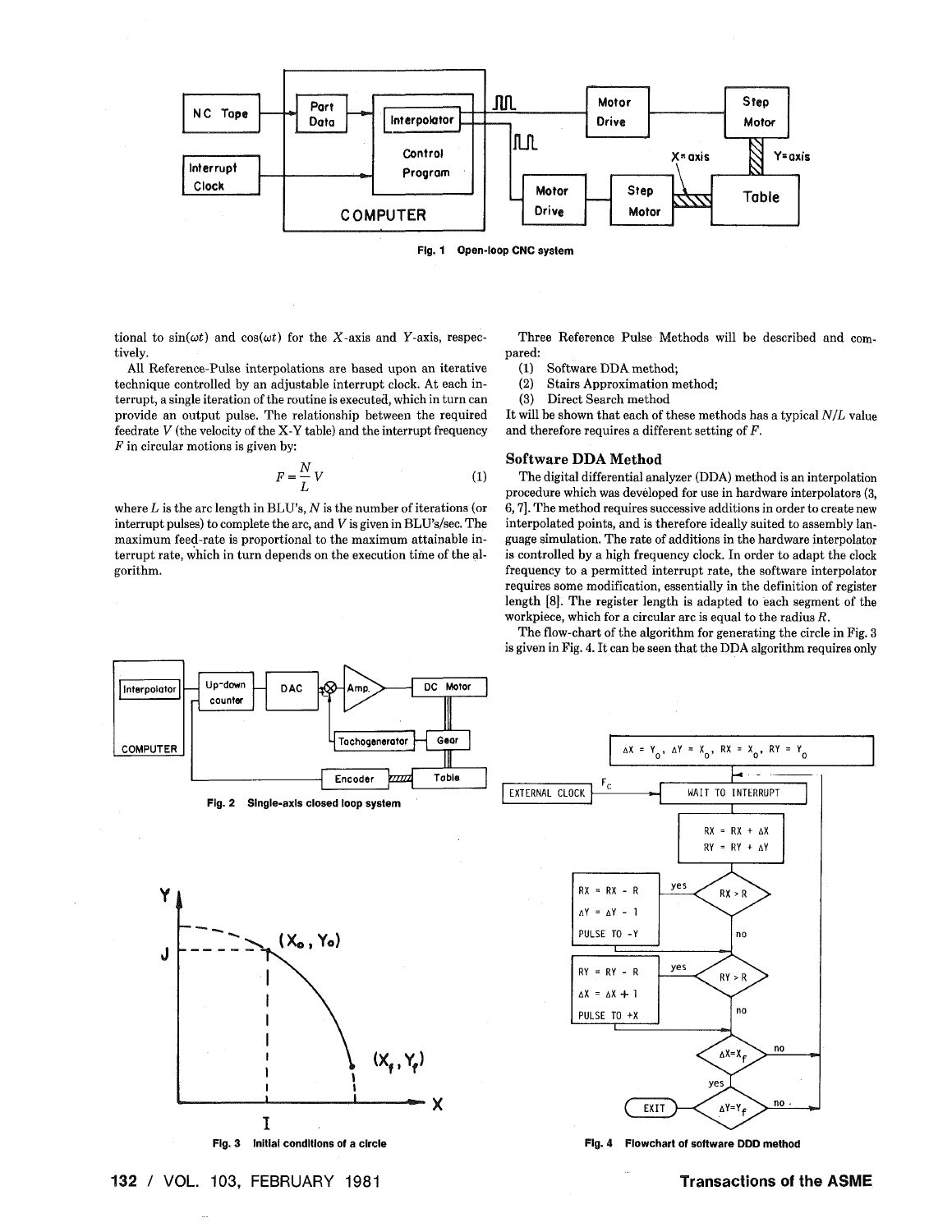Fig. 1 Open-loop CNC system

tional to $\sin(\omega t)$ and $\cos(\omega t)$ for the $X$-axis and $Y$-axis, respectively.

All Reference-Pulse interpolations are based upon an iterative technique controlled by an adjustable interrupt clock. At each interrupt, a single iteration of the routine is executed, which in turn can provide an output pulse. The relationship between the required feedrate $V$ (the velocity of the X-Y table) and the interrupt frequency $F$ in circular motions is given by:

$$F = \frac{N}{L} V \tag{1}$$

where $L$ is the arc length in BLU's, $N$ is the number of iterations (or interrupt pulses) to complete the arc, and $V$ is given in BLU's/sec. The maximum feed-rate is proportional to the maximum attainable interrupt rate, which in turn depends on the execution time of the algorithm.

Three Reference Pulse Methods will be described and compared:

(1) Software DDA method;
(2) Stairs Approximation method;
(3) Direct Search method

It will be shown that each of these methods has a typical $N/L$ value and therefore requires a different setting of $F$.

## Software DDA Method

The digital differential analyzer (DDA) method is an interpolation procedure which was developed for use in hardware interpolators (3, 6, 7]. The method requires successive additions in order to create new interpolated points, and is therefore ideally suited to assembly language simulation. The rate of additions in the hardware interpolator is controlled by a high frequency clock. In order to adapt the clock frequency to a permitted interrupt rate, the software interpolator requires some modification, essentially in the definition of register length [8]. The register length is adapted to each segment of the workpiece, which for a circular arc is equal to the radius $R$.

The flow-chart of the algorithm for generating the circle in Fig. 3 is given in Fig. 4. It can be seen that the DDA algorithm requires only

Fig. 2 Single-axis closed loop system

Fig. 3 Initial conditions of a circle

Fig. 4 Flowchart of software DDD method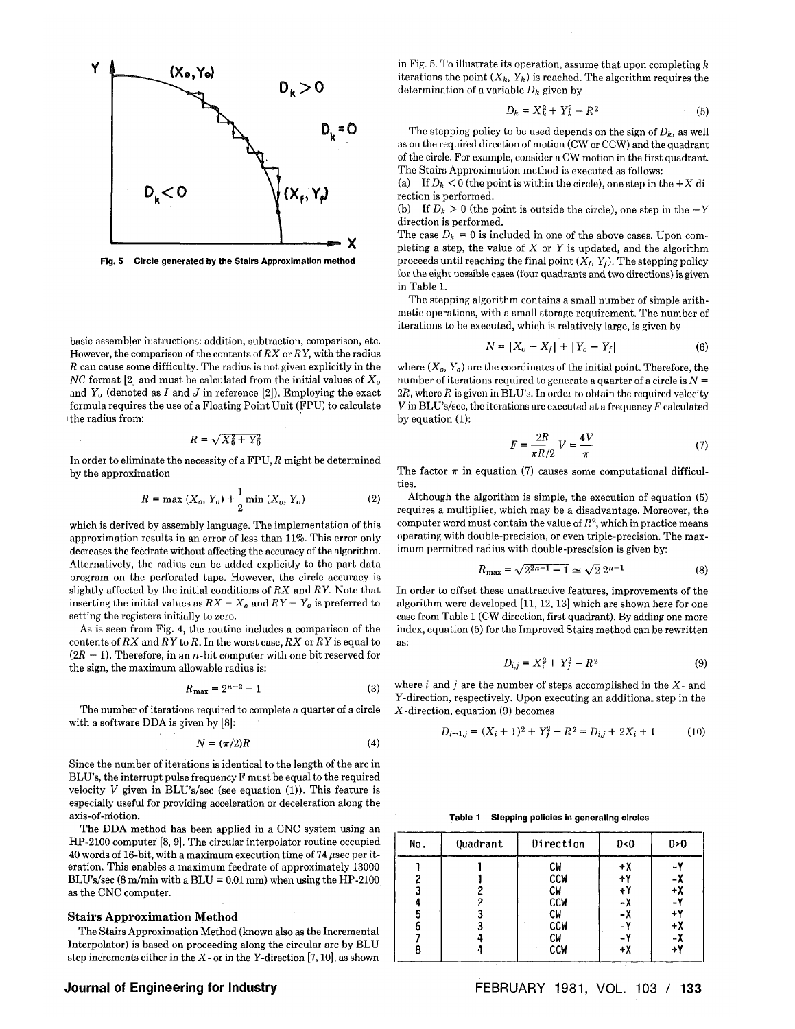Fig. 5 Circle generated by the Stairs Approximation method

basic assembler instructions: addition, subtraction, comparison, etc. However, the comparison of the contents of $RX$ or $RY$, with the radius $R$ can cause some difficulty. The radius is not given explicitly in the $NC$ format [2] and must be calculated from the initial values of $X_o$ and $Y_o$ (denoted as $I$ and $J$ in reference [2]). Employing the exact formula requires the use of a Floating Point Unit (FPU) to calculate the radius from:

$$R = \sqrt{X_0^2 + Y_0^2}$$

In order to eliminate the necessity of a FPU, $R$ might be determined by the approximation

$$R = \max (X_o, Y_o) + \frac{1}{2} \min (X_o, Y_o) \tag{2}$$

which is derived by assembly language. The implementation of this approximation results in an error of less than 11%. This error only decreases the feedrate without affecting the accuracy of the algorithm. Alternatively, the radius can be added explicitly to the part-data program on the perforated tape. However, the circle accuracy is slightly affected by the initial conditions of $RX$ and $RY$. Note that inserting the initial values as $RX = X_o$ and $RY = Y_o$ is preferred to setting the registers initially to zero.

As is seen from Fig. 4, the routine includes a comparison of the contents of $RX$ and $RY$ to $R$. In the worst case, $RX$ or $RY$ is equal to $(2R - 1)$. Therefore, in an $n$-bit computer with one bit reserved for the sign, the maximum allowable radius is:

$$R_{\max} = 2^{n-2} - 1 \tag{3}$$

The number of iterations required to complete a quarter of a circle with a software DDA is given by [8]:

$$N = (\pi/2)R \tag{4}$$

Since the number of iterations is identical to the length of the arc in BLU's, the interrupt pulse frequency F must be equal to the required velocity $V$ given in BLU's/sec (see equation (1)). This feature is especially useful for providing acceleration or deceleration along the axis-of-motion.

The DDA method has been applied in a CNC system using an HP-2100 computer [8, 9]. The circular interpolator routine occupied 40 words of 16-bit, with a maximum execution time of 74 $\mu$sec per iteration. This enables a maximum feedrate of approximately 13000 BLU's/sec (8 m/min with a BLU = 0.01 mm) when using the HP-2100 as the CNC computer.

### Stairs Approximation Method

The Stairs Approximation Method (known also as the Incremental Interpolator) is based on proceeding along the circular arc by BLU step increments either in the $X$- or in the $Y$-direction [7, 10], as shown in Fig. 5. To illustrate its operation, assume that upon completing $k$ iterations the point $(X_k, Y_k)$ is reached. The algorithm requires the determination of a variable $D_k$ given by

$$D_k = X_k^2 + Y_k^2 - R^2 \tag{5}$$

The stepping policy to be used depends on the sign of $D_k$, as well as on the required direction of motion (CW or CCW) and the quadrant of the circle. For example, consider a CW motion in the first quadrant. The Stairs Approximation method is executed as follows:

(a) If $D_k < 0$ (the point is within the circle), one step in the $+X$ direction is performed.

(b) If $D_k > 0$ (the point is outside the circle), one step in the $-Y$ direction is performed.

The case $D_k = 0$ is included in one of the above cases. Upon completing a step, the value of $X$ or $Y$ is updated, and the algorithm proceeds until reaching the final point $(X_f, Y_f)$. The stepping policy for the eight possible cases (four quadrants and two directions) is given in Table 1.

The stepping algorithm contains a small number of simple arithmetic operations, with a small storage requirement. The number of iterations to be executed, which is relatively large, is given by

$$N = |X_o - X_f| + |Y_o - Y_f| \tag{6}$$

where $(X_o, Y_o)$ are the coordinates of the initial point. Therefore, the number of iterations required to generate a quarter of a circle is $N = 2R$, where $R$ is given in BLU's. In order to obtain the required velocity $V$ in BLU's/sec, the iterations are executed at a frequency $F$ calculated by equation (1):

$$F = \frac{2R}{\pi R/2} V = \frac{4V}{\pi} \tag{7}$$

The factor $\pi$ in equation (7) causes some computational difficulties.

Although the algorithm is simple, the execution of equation (5) requires a multiplier, which may be a disadvantage. Moreover, the computer word must contain the value of $R^2$, which in practice means operating with double-precision, or even triple-precision. The maximum permitted radius with double-prescision is given by:

$$R_{\max} = \sqrt{2^{2n-1} - 1} \simeq \sqrt{2}\, 2^{n-1} \tag{8}$$

In order to offset these unattractive features, improvements of the algorithm were developed [11, 12, 13] which are shown here for one case from Table 1 (CW direction, first quadrant). By adding one more index, equation (5) for the Improved Stairs method can be rewritten as:

$$D_{i,j} = X_i^2 + Y_j^2 - R^2 \tag{9}$$

where $i$ and $j$ are the number of steps accomplished in the $X$- and $Y$-direction, respectively. Upon executing an additional step in the $X$-direction, equation (9) becomes

$$D_{i+1,j} = (X_i + 1)^2 + Y_j^2 - R^2 = D_{i,j} + 2X_i + 1 \tag{10}$$

**Table 1 Stepping policies in generating circles**

| No. | Quadrant | Direction | D<0 | D>0 |
|---|---|---|---|---|
| 1 | 1 | CW | +X | -Y |
| 2 | 1 | CCW | +Y | -X |
| 3 | 2 | CW | +Y | +X |
| 4 | 2 | CCW | -X | -Y |
| 5 | 3 | CW | -X | +Y |
| 6 | 3 | CCW | -Y | +X |
| 7 | 4 | CW | -Y | -X |
| 8 | 4 | CCW | +X | +Y |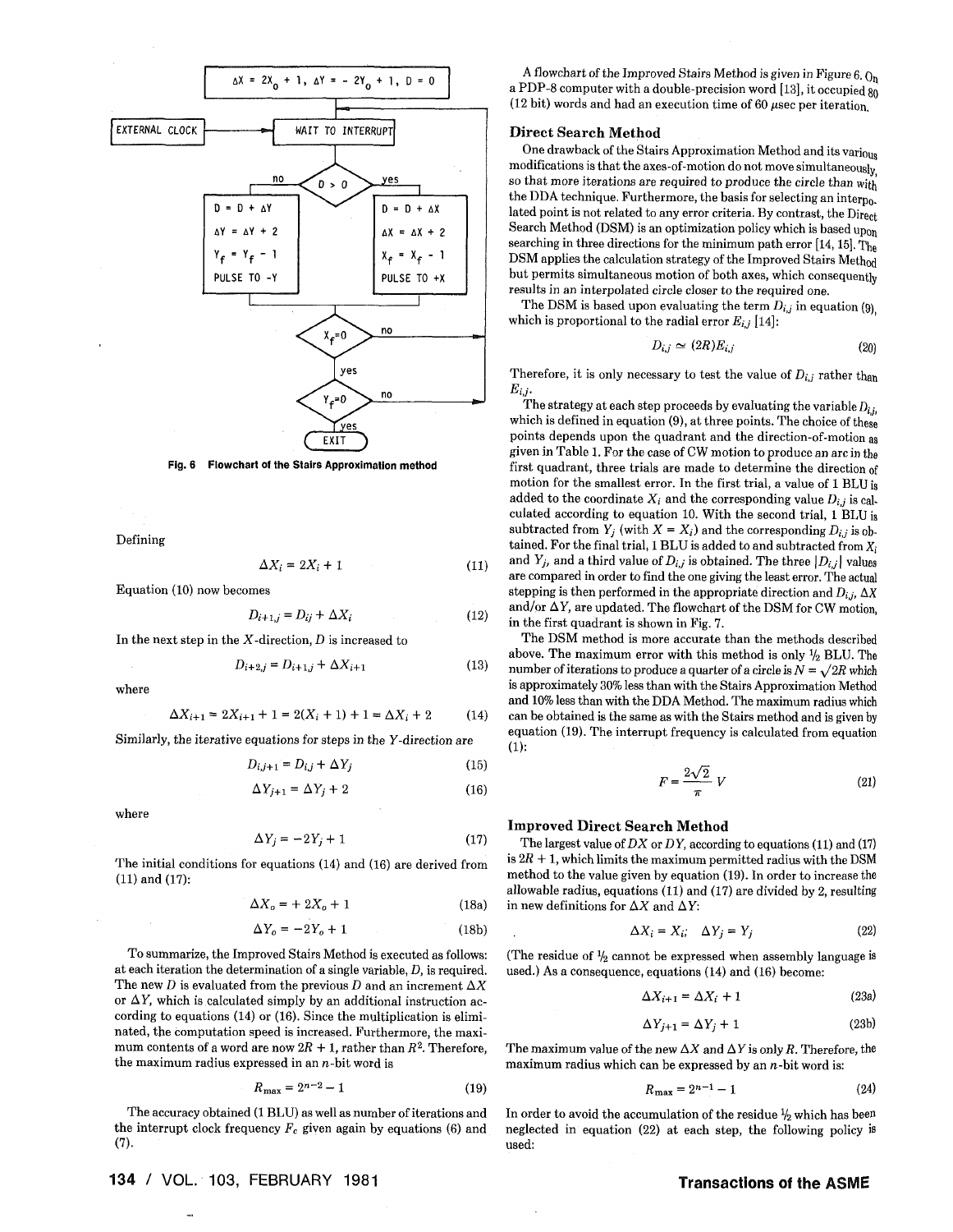Fig. 6 Flowchart of the Stairs Approximation method

Defining

$$\Delta X_i = 2X_i + 1 \tag{11}$$

Equation (10) now becomes

$$D_{i+1,j} = D_{ij} + \Delta X_i \tag{12}$$

In the next step in the $X$-direction, $D$ is increased to

$$D_{i+2,j} = D_{i+1,j} + \Delta X_{i+1} \tag{13}$$

where

$$\Delta X_{i+1} = 2X_{i+1} + 1 = 2(X_i + 1) + 1 = \Delta X_i + 2 \tag{14}$$

Similarly, the iterative equations for steps in the $Y$-direction are

$$D_{i,j+1} = D_{i,j} + \Delta Y_j \tag{15}$$

$$\Delta Y_{j+1} = \Delta Y_j + 2 \tag{16}$$

where

$$\Delta Y_j = -2Y_j + 1 \tag{17}$$

The initial conditions for equations (14) and (16) are derived from (11) and (17):

$$\Delta X_o = +2X_o + 1 \tag{18a}$$

$$\Delta Y_o = -2Y_o + 1 \tag{18b}$$

To summarize, the Improved Stairs Method is executed as follows: at each iteration the determination of a single variable, $D$, is required. The new $D$ is evaluated from the previous $D$ and an increment $\Delta X$ or $\Delta Y$, which is calculated simply by an additional instruction according to equations (14) or (16). Since the multiplication is eliminated, the computation speed is increased. Furthermore, the maximum contents of a word are now $2R + 1$, rather than $R^2$. Therefore, the maximum radius expressed in an $n$-bit word is

$$R_{max} = 2^{n-2} - 1 \tag{19}$$

The accuracy obtained (1 BLU) as well as number of iterations and the interrupt clock frequency $F_c$ given again by equations (6) and (7).

A flowchart of the Improved Stairs Method is given in Figure 6. On a PDP-8 computer with a double-precision word [13], it occupied 80 (12 bit) words and had an execution time of 60 $\mu$sec per iteration.

### Direct Search Method

One drawback of the Stairs Approximation Method and its various modifications is that the axes-of-motion do not move simultaneously, so that more iterations are required to produce the circle than with the DDA technique. Furthermore, the basis for selecting an interpolated point is not related to any error criteria. By contrast, the Direct Search Method (DSM) is an optimization policy which is based upon searching in three directions for the minimum path error [14, 15]. The DSM applies the calculation strategy of the Improved Stairs Method but permits simultaneous motion of both axes, which consequently results in an interpolated circle closer to the required one.

The DSM is based upon evaluating the term $D_{i,j}$ in equation (9), which is proportional to the radial error $E_{i,j}$ [14]:

$$D_{i,j} \simeq (2R)E_{i,j} \tag{20}$$

Therefore, it is only necessary to test the value of $D_{i,j}$ rather than $E_{i,j}$.

The strategy at each step proceeds by evaluating the variable $D_{i,j}$, which is defined in equation (9), at three points. The choice of these points depends upon the quadrant and the direction-of-motion as given in Table 1. For the case of CW motion to produce an arc in the first quadrant, three trials are made to determine the direction of motion for the smallest error. In the first trial, a value of 1 BLU is added to the coordinate $X_i$ and the corresponding value $D_{i,j}$ is calculated according to equation 10. With the second trial, 1 BLU is subtracted from $Y_j$ (with $X = X_i$) and the corresponding $D_{i,j}$ is obtained. For the final trial, 1 BLU is added to and subtracted from $X_i$ and $Y_j$, and a third value of $D_{i,j}$ is obtained. The three $|D_{i,j}|$ values are compared in order to find the one giving the least error. The actual stepping is then performed in the appropriate direction and $D_{i,j}$, $\Delta X$ and/or $\Delta Y$, are updated. The flowchart of the DSM for CW motion, in the first quadrant is shown in Fig. 7.

The DSM method is more accurate than the methods described above. The maximum error with this method is only ½ BLU. The number of iterations to produce a quarter of a circle is $N = \sqrt{2}R$ which is approximately 30% less than with the Stairs Approximation Method and 10% less than with the DDA Method. The maximum radius which can be obtained is the same as with the Stairs method and is given by equation (19). The interrupt frequency is calculated from equation (1):

$$F = \frac{2\sqrt{2}}{\pi} V \tag{21}$$

### Improved Direct Search Method

The largest value of $DX$ or $DY$, according to equations (11) and (17) is $2R + 1$, which limits the maximum permitted radius with the DSM method to the value given by equation (19). In order to increase the allowable radius, equations (11) and (17) are divided by 2, resulting in new definitions for $\Delta X$ and $\Delta Y$:

$$\Delta X_i = X_i; \quad \Delta Y_j = Y_j \tag{22}$$

(The residue of ½ cannot be expressed when assembly language is used.) As a consequence, equations (14) and (16) become:

$$\Delta X_{i+1} = \Delta X_i + 1 \tag{23a}$$

$$\Delta Y_{j+1} = \Delta Y_j + 1 \tag{23b}$$

The maximum value of the new $\Delta X$ and $\Delta Y$ is only $R$. Therefore, the maximum radius which can be expressed by an $n$-bit word is:

$$R_{max} = 2^{n-1} - 1 \tag{24}$$

In order to avoid the accumulation of the residue ½ which has been neglected in equation (22) at each step, the following policy is used: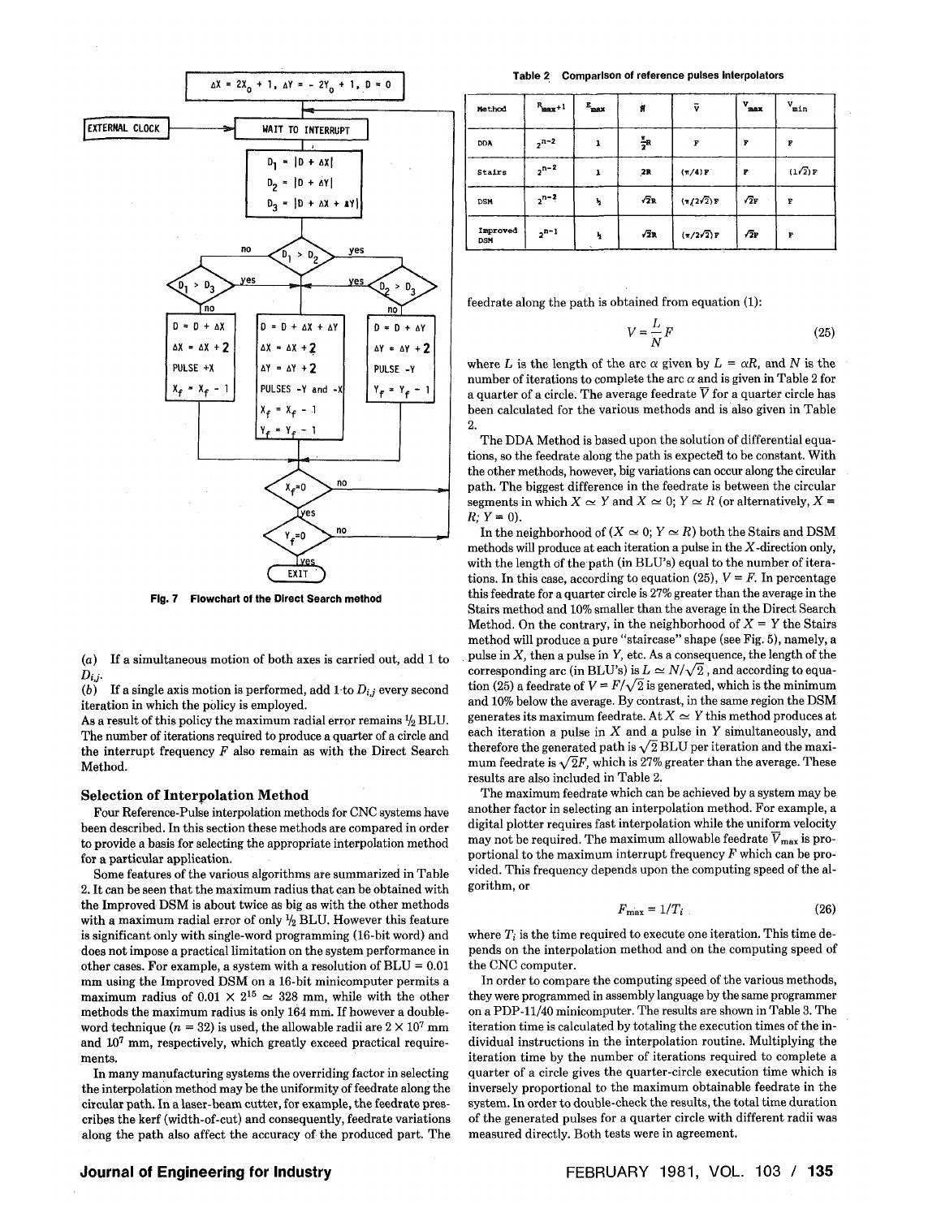Fig. 7 Flowchart of the Direct Search method

(*a*) If a simultaneous motion of both axes is carried out, add 1 to $D_{i,j}$.

(*b*) If a single axis motion is performed, add 1 to $D_{i,j}$ every second iteration in which the policy is employed.

As a result of this policy the maximum radial error remains ½ BLU. The number of iterations required to produce a quarter of a circle and the interrupt frequency $F$ also remain as with the Direct Search Method.

## Selection of Interpolation Method

Four Reference-Pulse interpolation methods for CNC systems have been described. In this section these methods are compared in order to provide a basis for selecting the appropriate interpolation method for a particular application.

Some features of the various algorithms are summarized in Table 2. It can be seen that the maximum radius that can be obtained with the Improved DSM is about twice as big as with the other methods with a maximum radial error of only ½ BLU. However this feature is significant only with single-word programming (16-bit word) and does not impose a practical limitation on the system performance in other cases. For example, a system with a resolution of BLU = 0.01 mm using the Improved DSM on a 16-bit minicomputer permits a maximum radius of $0.01 \times 2^{15} \simeq 328$ mm, while with the other methods the maximum radius is only 164 mm. If however a double-word technique ($n = 32$) is used, the allowable radii are $2 \times 10^7$ mm and $10^7$ mm, respectively, which greatly exceed practical requirements.

In many manufacturing systems the overriding factor in selecting the interpolation method may be the uniformity of feedrate along the circular path. In a laser-beam cutter, for example, the feedrate prescribes the kerf (width-of-cut) and consequently, feedrate variations along the path also affect the accuracy of the produced part. The feedrate along the path is obtained from equation (1):

**Table 2 Comparison of reference pulses interpolators**

| Method | $R_{max}+1$ | $E_{max}$ | $N$ | $\bar{V}$ | $V_{max}$ | $V_{min}$ |
|---|---|---|---|---|---|---|
| DDA | $2^{n-2}$ | 1 | $\frac{\pi}{2}R$ | $F$ | $F$ | $F$ |
| Stairs | $2^{n-2}$ | 1 | $2R$ | $(\pi/4)F$ | $F$ | $(1/\sqrt{2})F$ |
| DSM | $2^{n-2}$ | ½ | $\sqrt{2}R$ | $(\pi/2\sqrt{2})F$ | $\sqrt{2}F$ | $F$ |
| Improved DSM | $2^{n-1}$ | ½ | $\sqrt{2}R$ | $(\pi/2\sqrt{2})F$ | $\sqrt{2}F$ | $F$ |

$$V = \frac{L}{N} F \tag{25}$$

where $L$ is the length of the arc $\alpha$ given by $L = \alpha R$, and $N$ is the number of iterations to complete the arc $\alpha$ and is given in Table 2 for a quarter of a circle. The average feedrate $\bar{V}$ for a quarter circle has been calculated for the various methods and is also given in Table 2.

The DDA Method is based upon the solution of differential equations, so the feedrate along the path is expected to be constant. With the other methods, however, big variations can occur along the circular path. The biggest difference in the feedrate is between the circular segments in which $X \simeq Y$ and $X \simeq 0$; $Y \simeq R$ (or alternatively, $X = R$; $Y = 0$).

In the neighborhood of ($X \simeq 0$; $Y \simeq R$) both the Stairs and DSM methods will produce at each iteration a pulse in the $X$-direction only, with the length of the path (in BLU's) equal to the number of iterations. In this case, according to equation (25), $V = F$. In percentage this feedrate for a quarter circle is 27% greater than the average in the Stairs method and 10% smaller than the average in the Direct Search Method. On the contrary, in the neighborhood of $X = Y$ the Stairs method will produce a pure "staircase" shape (see Fig. 5), namely, a pulse in $X$, then a pulse in $Y$, etc. As a consequence, the length of the corresponding arc (in BLU's) is $L \simeq N/\sqrt{2}$, and according to equation (25) a feedrate of $V = F/\sqrt{2}$ is generated, which is the minimum and 10% below the average. By contrast, in the same region the DSM generates its maximum feedrate. At $X \simeq Y$ this method produces at each iteration a pulse in $X$ and a pulse in $Y$ simultaneously, and therefore the generated path is $\sqrt{2}$ BLU per iteration and the maximum feedrate is $\sqrt{2}F$, which is 27% greater than the average. These results are also included in Table 2.

The maximum feedrate which can be achieved by a system may be another factor in selecting an interpolation method. For example, a digital plotter requires fast interpolation while the uniform velocity may not be required. The maximum allowable feedrate $\bar{V}_{max}$ is proportional to the maximum interrupt frequency $F$ which can be provided. This frequency depends upon the computing speed of the algorithm, or

$$F_{max} = 1/T_i \tag{26}$$

where $T_i$ is the time required to execute one iteration. This time depends on the interpolation method and on the computing speed of the CNC computer.

In order to compare the computing speed of the various methods, they were programmed in assembly language by the same programmer on a PDP-11/40 minicomputer. The results are shown in Table 3. The iteration time is calculated by totaling the execution times of the individual instructions in the interpolation routine. Multiplying the iteration time by the number of iterations required to complete a quarter of a circle gives the quarter-circle execution time which is inversely proportional to the maximum obtainable feedrate in the system. In order to double-check the results, the total time duration of the generated pulses for a quarter circle with different radii was measured directly. Both tests were in agreement.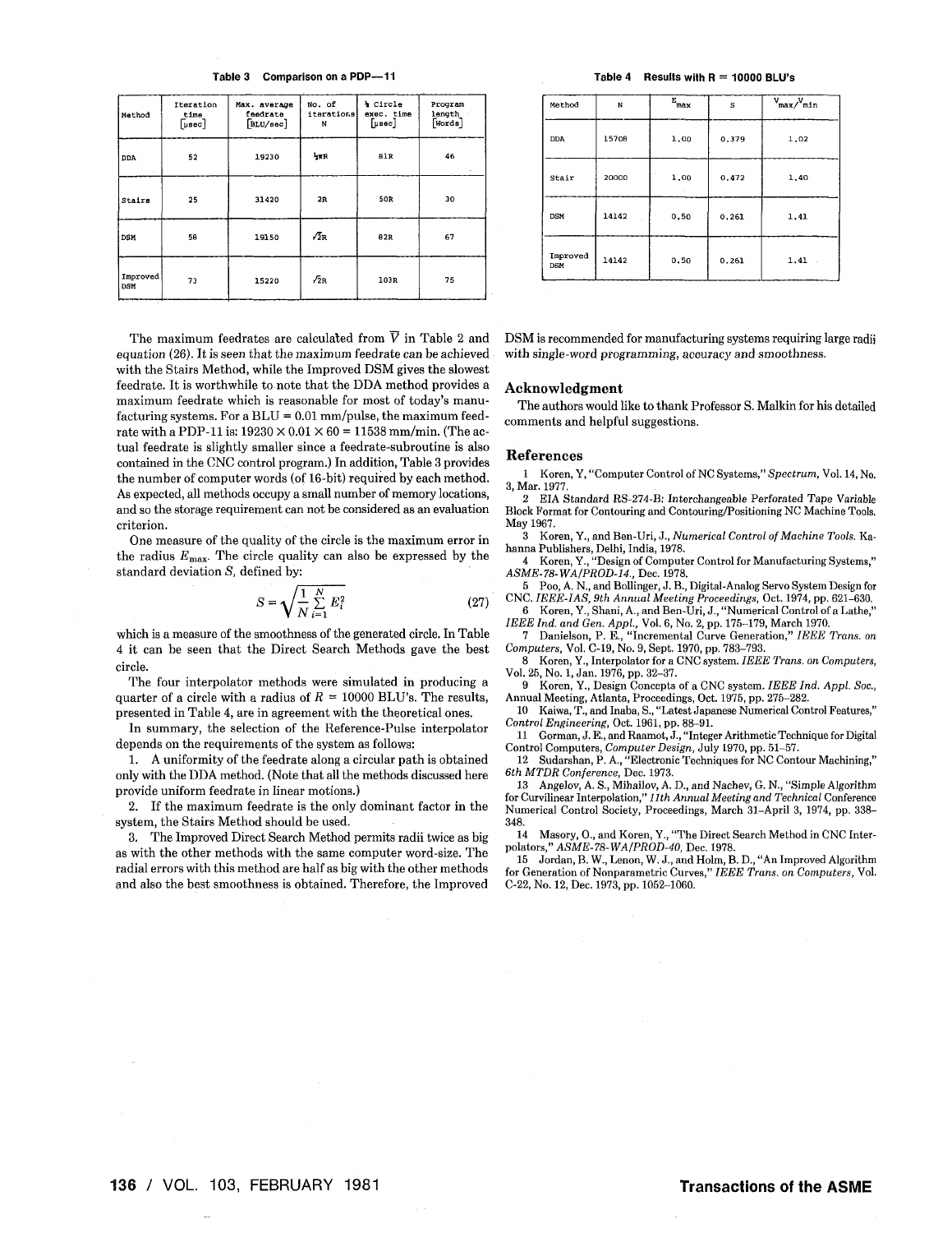**Table 3 Comparison on a PDP—11**

| Method | Iteration time [μsec] | Max. average feedrate [BLU/sec] | No. of iterations N | ¼ Circle exec. time [μsec] | Program length [Words] |
|---|---|---|---|---|---|
| DDA | 52 | 19230 | ½πR | 81R | 46 |
| Stairs | 25 | 31420 | 2R | 50R | 30 |
| DSM | 58 | 19150 | $\sqrt{2}$R | 82R | 67 |
| Improved DSM | 73 | 15220 | $\sqrt{2}$R | 103R | 75 |

**Table 4 Results with R = 10000 BLU's**

| Method | N | $E_{max}$ | S | $V_{max}/V_{min}$ |
|---|---|---|---|---|
| DDA | 15708 | 1.00 | 0.379 | 1.02 |
| Stair | 20000 | 1.00 | 0.472 | 1.40 |
| DSM | 14142 | 0.50 | 0.261 | 1.41 |
| Improved DSM | 14142 | 0.50 | 0.261 | 1.41 |

The maximum feedrates are calculated from $\overline{V}$ in Table 2 and *equation (26)*. It is seen that the *maximum feedrate* can be achieved with the Stairs Method, while the Improved DSM gives the slowest feedrate. It is worthwhile to note that the DDA method provides a maximum feedrate which is reasonable for most of today's manufacturing systems. For a BLU = 0.01 mm/pulse, the maximum feedrate with a PDP-11 is: 19230 × 0.01 × 60 = 11538 mm/min. (The actual feedrate is slightly smaller since a feedrate-subroutine is also contained in the CNC control program.) In addition, Table 3 provides the number of computer words (of 16-bit) required by each method. As expected, all methods occupy a small number of memory locations, and so the storage requirement can not be considered as an evaluation criterion.

One measure of the quality of the circle is the maximum error in the radius $E_{max}$. The circle quality can also be expressed by the standard deviation $S$, defined by:

$$S = \sqrt{\frac{1}{N}\sum_{i=1}^{N} E_i^2} \tag{27}$$

which is a measure of the smoothness of the generated circle. In Table 4 it can be seen that the Direct Search Methods gave the best circle.

The four interpolator methods were simulated in producing a quarter of a circle with a radius of $R$ = 10000 BLU's. The results, presented in Table 4, are in agreement with the theoretical ones.

In summary, the selection of the Reference-Pulse interpolator depends on the requirements of the system as follows:

1. A uniformity of the feedrate along a circular path is obtained only with the DDA method. (Note that all the methods discussed here provide uniform feedrate in linear motions.)
2. If the maximum feedrate is the only dominant factor in the system, the Stairs Method should be used.
3. The Improved Direct Search Method permits radii twice as big as with the other methods with the same computer word-size. The radial errors with this method are half as big with the other methods and also the best smoothness is obtained. Therefore, the Improved DSM is recommended for manufacturing systems requiring large radii with single-word programming, accuracy and smoothness.

## Acknowledgment

The authors would like to thank Professor S. Malkin for his detailed comments and helpful suggestions.

## References

1 Koren, Y, "Computer Control of NC Systems," *Spectrum*, Vol. 14, No. 3, Mar. 1977.

2 EIA Standard RS-274-B: Interchangeable Perforated Tape Variable Block Format for Contouring and Contouring/Positioning NC Machine Tools, May 1967.

3 Koren, Y., and Ben-Uri, J., *Numerical Control of Machine Tools*. Kahanna Publishers, Delhi, India, 1978.

4 Koren, Y., "Design of Computer Control for Manufacturing Systems," *ASME-78-WA/PROD-14.*, Dec. 1978.

5 Poo, A. N., and Bollinger, J. B., Digital-Analog Servo System Design for CNC. *IEEE-IAS, 9th Annual Meeting Proceedings*, Oct. 1974, pp. 621–630.

6 Koren, Y., Shani, A., and Ben-Uri, J., "Numerical Control of a Lathe," *IEEE Ind. and Gen. Appl.*, Vol. 6, No. 2, pp. 175–179, March 1970.

7 Danielson, P. E., "Incremental Curve Generation," *IEEE Trans. on Computers*, Vol. C-19, No. 9, Sept. 1970, pp. 783–793.

8 Koren, Y., Interpolator for a CNC system. *IEEE Trans. on Computers*, Vol. 25, No. 1, Jan. 1976, pp. 32–37.

9 Koren, Y., Design Concepts of a CNC system. *IEEE Ind. Appl. Soc.*, Annual Meeting, Atlanta, Proceedings, Oct. 1975, pp. 275–282.

10 Kaiwa, T., and Inaba, S., "Latest Japanese Numerical Control Features," *Control Engineering*, Oct. 1961, pp. 88–91.

11 Gorman, J. E., and Raamot, J., "Integer Arithmetic Technique for Digital Control Computers, *Computer Design*, July 1970, pp. 51–57.

12 Sudarshan, P. A., "Electronic Techniques for NC Contour Machining," *6th MTDR Conference*, Dec. 1973.

13 Angelov, A. S., Mihailov, A. D., and Nachev, G. N., "Simple Algorithm for Curvilinear Interpolation," *11th Annual Meeting and Technical* Conference Numerical Control Society, Proceedings, March 31–April 3, 1974, pp. 338–348.

14 Masory, O., and Koren, Y., "The Direct Search Method in CNC Interpolators," *ASME-78-WA/PROD-40*, Dec. 1978.

15 Jordan, B. W., Lenon, W. J., and Holm, B. D., "An Improved Algorithm for Generation of Nonparametric Curves," *IEEE Trans. on Computers*, Vol. C-22, No. 12, Dec. 1973, pp. 1052–1060.